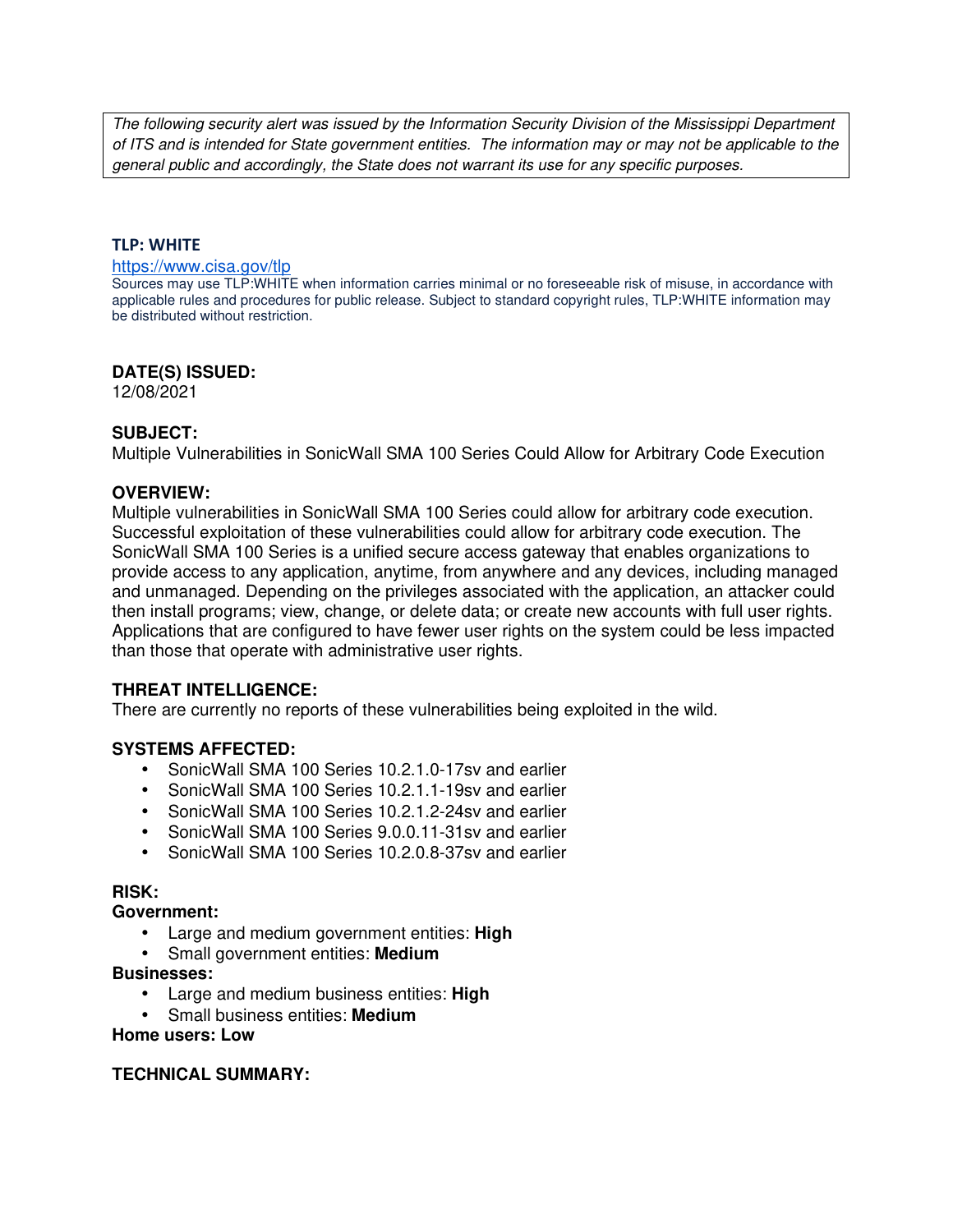*The following security alert was issued by the Information Security Division of the Mississippi Department of ITS and is intended for State government entities. The information may or may not be applicable to the general public and accordingly, the State does not warrant its use for any specific purposes.*

**TLP: WHITE**

https://www.cisa.gov/tlp

Sources may use TLP:WHITE when information carries minimal or no foreseeable risk of misuse, in accordance with applicable rules and procedures for public release. Subject to standard copyright rules, TLP:WHITE information may be distributed without restriction.

**DATE(S) ISSUED:**

12/08/2021

**SUBJECT:**

Multiple Vulnerabilities in SonicWall SMA 100 Series Could Allow for Arbitrary Code Execution

**OVERVIEW:**

Multiple vulnerabilities in SonicWall SMA 100 Series could allow for arbitrary code execution. Successful exploitation of these vulnerabilities could allow for arbitrary code execution. The SonicWall SMA 100 Series is a unified secure access gateway that enables organizations to provide access to any application, anytime, from anywhere and any devices, including managed and unmanaged. Depending on the privileges associated with the application, an attacker could then install programs; view, change, or delete data; or create new accounts with full user rights. Applications that are configured to have fewer user rights on the system could be less impacted than those that operate with administrative user rights.

**THREAT INTELLIGENCE:**

There are currently no reports of these vulnerabilities being exploited in the wild.

**SYSTEMS AFFECTED:**

- SonicWall SMA 100 Series 10.2.1.0-17sv and earlier
- SonicWall SMA 100 Series 10.2.1.1-19sv and earlier
- SonicWall SMA 100 Series 10.2.1.2-24sv and earlier
- SonicWall SMA 100 Series 9.0.0.11-31sv and earlier
- SonicWall SMA 100 Series 10.2.0.8-37sv and earlier

**RISK:**

**Government:**

- Large and medium government entities: **High**
- Small government entities: **Medium**

**Businesses:**

- Large and medium business entities: **High**
- Small business entities: **Medium**

**Home users: Low**

**TECHNICAL SUMMARY:**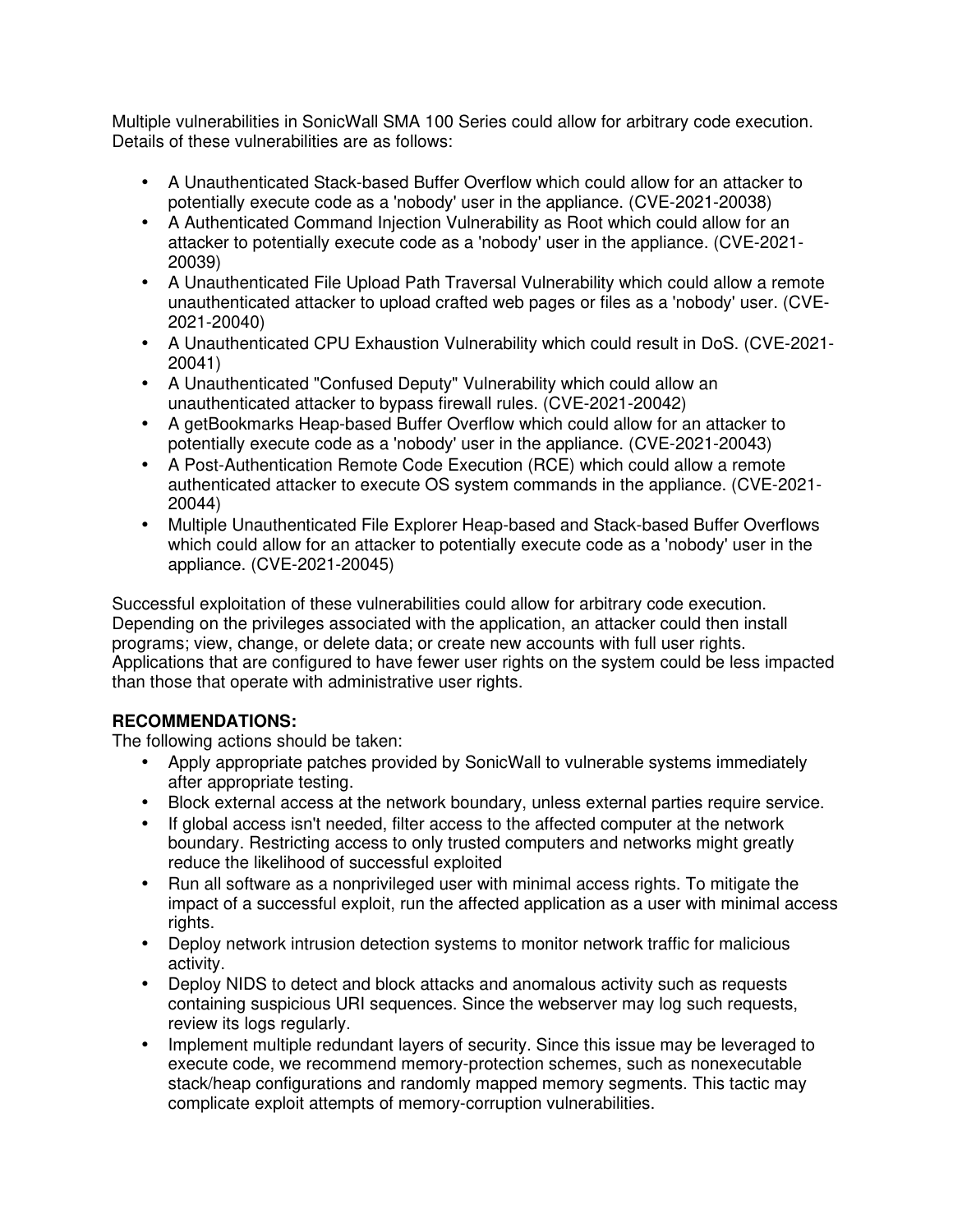Multiple vulnerabilities in SonicWall SMA 100 Series could allow for arbitrary code execution. Details of these vulnerabilities are as follows:

- A Unauthenticated Stack-based Buffer Overflow which could allow for an attacker to potentially execute code as a 'nobody' user in the appliance. (CVE-2021-20038)
- A Authenticated Command Injection Vulnerability as Root which could allow for an attacker to potentially execute code as a 'nobody' user in the appliance. (CVE-2021-20039)
- A Unauthenticated File Upload Path Traversal Vulnerability which could allow a remote unauthenticated attacker to upload crafted web pages or files as a 'nobody' user. (CVE-2021-20040)
- A Unauthenticated CPU Exhaustion Vulnerability which could result in DoS. (CVE-2021-20041)
- A Unauthenticated "Confused Deputy" Vulnerability which could allow an unauthenticated attacker to bypass firewall rules. (CVE-2021-20042)
- A getBookmarks Heap-based Buffer Overflow which could allow for an attacker to potentially execute code as a 'nobody' user in the appliance. (CVE-2021-20043)
- A Post-Authentication Remote Code Execution (RCE) which could allow a remote authenticated attacker to execute OS system commands in the appliance. (CVE-2021-20044)
- Multiple Unauthenticated File Explorer Heap-based and Stack-based Buffer Overflows which could allow for an attacker to potentially execute code as a 'nobody' user in the appliance. (CVE-2021-20045)

Successful exploitation of these vulnerabilities could allow for arbitrary code execution. Depending on the privileges associated with the application, an attacker could then install programs; view, change, or delete data; or create new accounts with full user rights. Applications that are configured to have fewer user rights on the system could be less impacted than those that operate with administrative user rights.

**RECOMMENDATIONS:**

The following actions should be taken:

- Apply appropriate patches provided by SonicWall to vulnerable systems immediately after appropriate testing.
- Block external access at the network boundary, unless external parties require service.
- If global access isn't needed, filter access to the affected computer at the network boundary. Restricting access to only trusted computers and networks might greatly reduce the likelihood of successful exploited
- Run all software as a nonprivileged user with minimal access rights. To mitigate the impact of a successful exploit, run the affected application as a user with minimal access rights.
- Deploy network intrusion detection systems to monitor network traffic for malicious activity.
- Deploy NIDS to detect and block attacks and anomalous activity such as requests containing suspicious URI sequences. Since the webserver may log such requests, review its logs regularly.
- Implement multiple redundant layers of security. Since this issue may be leveraged to execute code, we recommend memory-protection schemes, such as nonexecutable stack/heap configurations and randomly mapped memory segments. This tactic may complicate exploit attempts of memory-corruption vulnerabilities.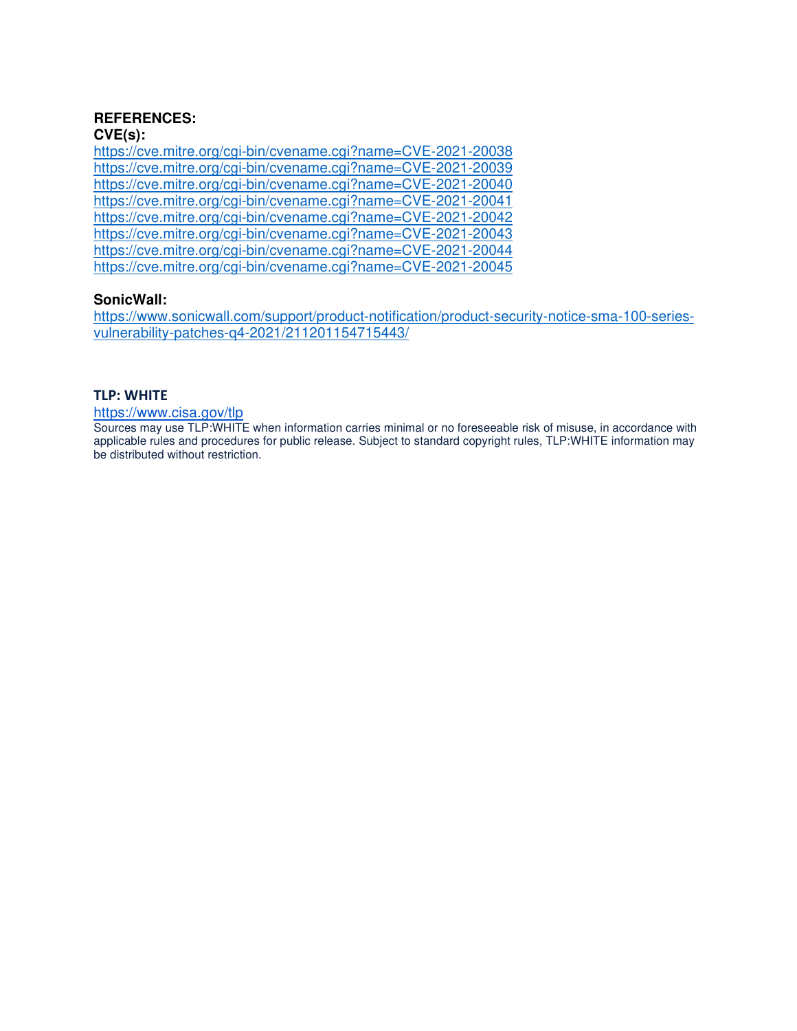**REFERENCES:**

**CVE(s):**

https://cve.mitre.org/cgi-bin/cvename.cgi?name=CVE-2021-20038
https://cve.mitre.org/cgi-bin/cvename.cgi?name=CVE-2021-20039
https://cve.mitre.org/cgi-bin/cvename.cgi?name=CVE-2021-20040
https://cve.mitre.org/cgi-bin/cvename.cgi?name=CVE-2021-20041
https://cve.mitre.org/cgi-bin/cvename.cgi?name=CVE-2021-20042
https://cve.mitre.org/cgi-bin/cvename.cgi?name=CVE-2021-20043
https://cve.mitre.org/cgi-bin/cvename.cgi?name=CVE-2021-20044
https://cve.mitre.org/cgi-bin/cvename.cgi?name=CVE-2021-20045

**SonicWall:**

https://www.sonicwall.com/support/product-notification/product-security-notice-sma-100-series-vulnerability-patches-q4-2021/211201154715443/

**TLP: WHITE**

https://www.cisa.gov/tlp

Sources may use TLP:WHITE when information carries minimal or no foreseeable risk of misuse, in accordance with applicable rules and procedures for public release. Subject to standard copyright rules, TLP:WHITE information may be distributed without restriction.